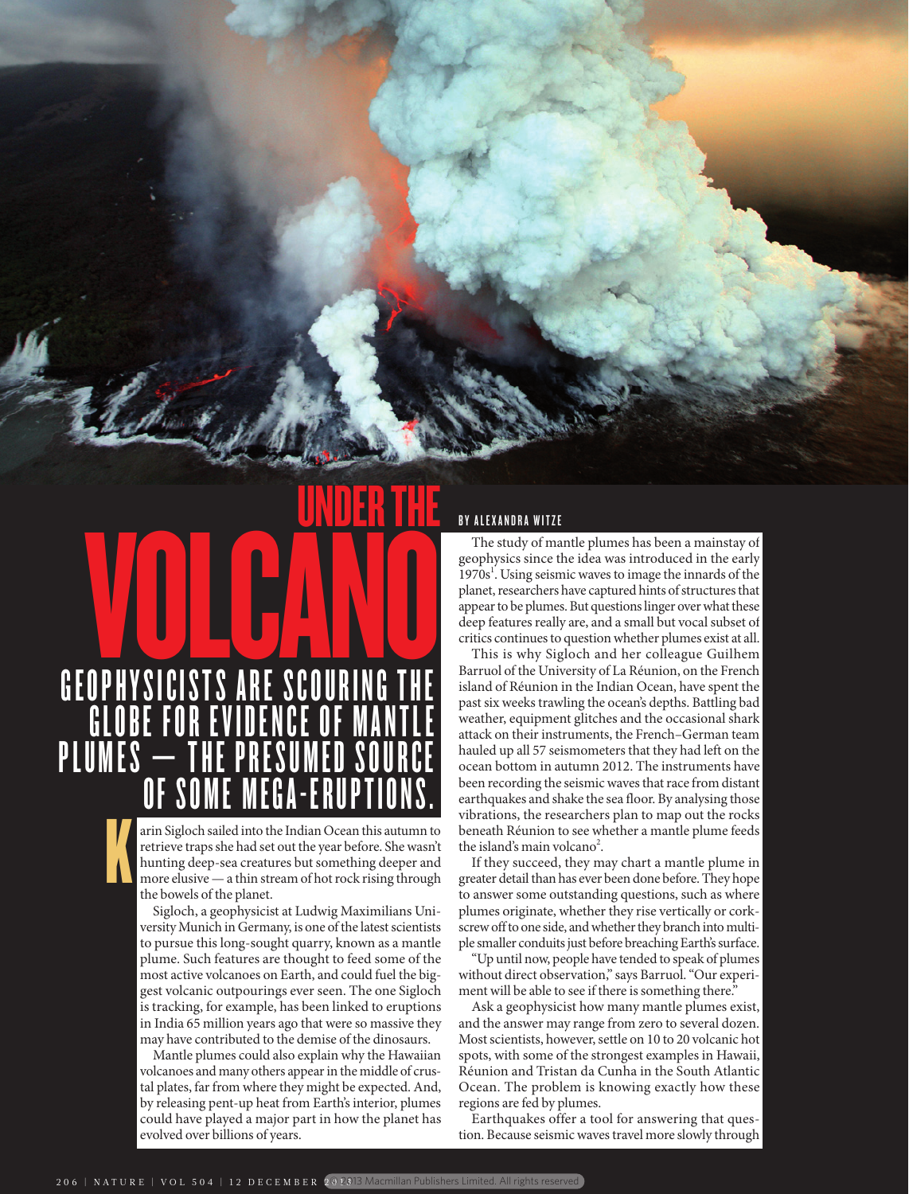# UNDER THE VOLCANO

## GEOPHYSICISTS ARE SCOURING THE GLOBE FOR EVIDENCE OF MANTLE PLUMES — THE PRESUMED SOURCE OF SOME MEGA-ERUPTIONS.

BY ALEXANDRA WITZE

Karin Sigloch sailed into the Indian Ocean this autumn to retrieve traps she had set out the year before. She wasn't hunting deep-sea creatures but something deeper and more elusive — a thin stream of hot rock rising through the bowels of the planet.

Sigloch, a geophysicist at Ludwig Maximilians University Munich in Germany, is one of the latest scientists to pursue this long-sought quarry, known as a mantle plume. Such features are thought to feed some of the most active volcanoes on Earth, and could fuel the biggest volcanic outpourings ever seen. The one Sigloch is tracking, for example, has been linked to eruptions in India 65 million years ago that were so massive they may have contributed to the demise of the dinosaurs.

Mantle plumes could also explain why the Hawaiian volcanoes and many others appear in the middle of crustal plates, far from where they might be expected. And, by releasing pent-up heat from Earth's interior, plumes could have played a major part in how the planet has evolved over billions of years.

The study of mantle plumes has been a mainstay of geophysics since the idea was introduced in the early 1970s[1]. Using seismic waves to image the innards of the planet, researchers have captured hints of structures that appear to be plumes. But questions linger over what these deep features really are, and a small but vocal subset of critics continues to question whether plumes exist at all.

This is why Sigloch and her colleague Guilhem Barruol of the University of La Réunion, on the French island of Réunion in the Indian Ocean, have spent the past six weeks trawling the ocean's depths. Battling bad weather, equipment glitches and the occasional shark attack on their instruments, the French–German team hauled up all 57 seismometers that they had left on the ocean bottom in autumn 2012. The instruments have been recording the seismic waves that race from distant earthquakes and shake the sea floor. By analysing those vibrations, the researchers plan to map out the rocks beneath Réunion to see whether a mantle plume feeds the island's main volcano[2].

If they succeed, they may chart a mantle plume in greater detail than has ever been done before. They hope to answer some outstanding questions, such as where plumes originate, whether they rise vertically or corkscrew off to one side, and whether they branch into multiple smaller conduits just before breaching Earth's surface.

"Up until now, people have tended to speak of plumes without direct observation," says Barruol. "Our experiment will be able to see if there is something there."

Ask a geophysicist how many mantle plumes exist, and the answer may range from zero to several dozen. Most scientists, however, settle on 10 to 20 volcanic hot spots, with some of the strongest examples in Hawaii, Réunion and Tristan da Cunha in the South Atlantic Ocean. The problem is knowing exactly how these regions are fed by plumes.

Earthquakes offer a tool for answering that question. Because seismic waves travel more slowly through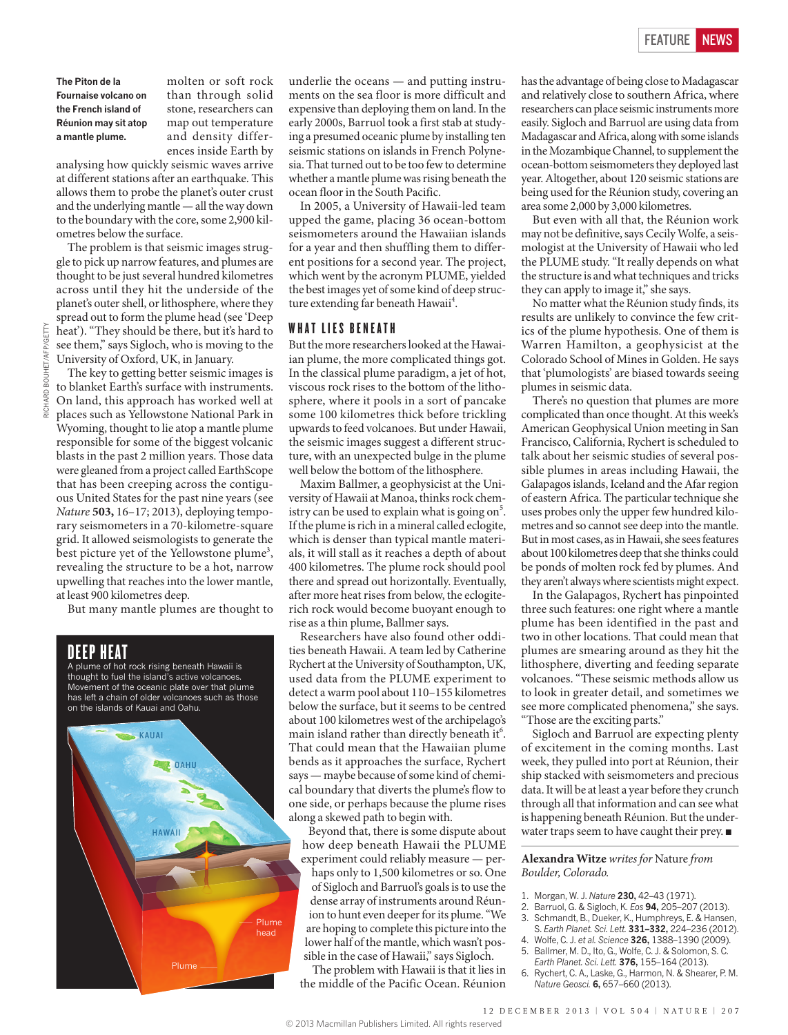The Piton de la Fournaise volcano on the French island of Réunion may sit atop a mantle plume.

molten or soft rock than through solid stone, researchers can map out temperature and density differences inside Earth by analysing how quickly seismic waves arrive at different stations after an earthquake. This allows them to probe the planet's outer crust and the underlying mantle — all the way down to the boundary with the core, some 2,900 kilometres below the surface.

The problem is that seismic images struggle to pick up narrow features, and plumes are thought to be just several hundred kilometres across until they hit the underside of the planet's outer shell, or lithosphere, where they spread out to form the plume head (see 'Deep heat'). "They should be there, but it's hard to see them," says Sigloch, who is moving to the University of Oxford, UK, in January.

The key to getting better seismic images is to blanket Earth's surface with instruments. On land, this approach has worked well at places such as Yellowstone National Park in Wyoming, thought to lie atop a mantle plume responsible for some of the biggest volcanic blasts in the past 2 million years. Those data were gleaned from a project called EarthScope that has been creeping across the contiguous United States for the past nine years (see *Nature* **503,** 16–17; 2013), deploying temporary seismometers in a 70-kilometre-square grid. It allowed seismologists to generate the best picture yet of the Yellowstone plume[3], revealing the structure to be a hot, narrow upwelling that reaches into the lower mantle, at least 900 kilometres deep.

But many mantle plumes are thought to underlie the oceans — and putting instruments on the sea floor is more difficult and expensive than deploying them on land. In the early 2000s, Barruol took a first stab at studying a presumed oceanic plume by installing ten seismic stations on islands in French Polynesia. That turned out to be too few to determine whether a mantle plume was rising beneath the ocean floor in the South Pacific.

In 2005, a University of Hawaii-led team upped the game, placing 36 ocean-bottom seismometers around the Hawaiian islands for a year and then shuffling them to different positions for a second year. The project, which went by the acronym PLUME, yielded the best images yet of some kind of deep structure extending far beneath Hawaii[4].

## WHAT LIES BENEATH

But the more researchers looked at the Hawaiian plume, the more complicated things got. In the classical plume paradigm, a jet of hot, viscous rock rises to the bottom of the lithosphere, where it pools in a sort of pancake some 100 kilometres thick before trickling upwards to feed volcanoes. But under Hawaii, the seismic images suggest a different structure, with an unexpected bulge in the plume well below the bottom of the lithosphere.

Maxim Ballmer, a geophysicist at the University of Hawaii at Manoa, thinks rock chemistry can be used to explain what is going on[5]. If the plume is rich in a mineral called eclogite, which is denser than typical mantle materials, it will stall as it reaches a depth of about 400 kilometres. The plume rock should pool there and spread out horizontally. Eventually, after more heat rises from below, the eclogite-rich rock would become buoyant enough to rise as a thin plume, Ballmer says.

Researchers have also found other oddities beneath Hawaii. A team led by Catherine Rychert at the University of Southampton, UK, used data from the PLUME experiment to detect a warm pool about 110–155 kilometres below the surface, but it seems to be centred about 100 kilometres west of the archipelago's main island rather than directly beneath it[6]. That could mean that the Hawaiian plume bends as it approaches the surface, Rychert says — maybe because of some kind of chemical boundary that diverts the plume's flow to one side, or perhaps because the plume rises along a skewed path to begin with.

Beyond that, there is some dispute about how deep beneath Hawaii the PLUME experiment could reliably measure — perhaps only to 1,500 kilometres or so. One of Sigloch and Barruol's goals is to use the dense array of instruments around Réunion to hunt even deeper for its plume. "We are hoping to complete this picture into the lower half of the mantle, which wasn't possible in the case of Hawaii," says Sigloch.

The problem with Hawaii is that it lies in the middle of the Pacific Ocean. Réunion has the advantage of being close to Madagascar and relatively close to southern Africa, where researchers can place seismic instruments more easily. Sigloch and Barruol are using data from Madagascar and Africa, along with some islands in the Mozambique Channel, to supplement the ocean-bottom seismometers they deployed last year. Altogether, about 120 seismic stations are being used for the Réunion study, covering an area some 2,000 by 3,000 kilometres.

But even with all that, the Réunion work may not be definitive, says Cecily Wolfe, a seismologist at the University of Hawaii who led the PLUME study. "It really depends on what the structure is and what techniques and tricks they can apply to image it," she says.

No matter what the Réunion study finds, its results are unlikely to convince the few critics of the plume hypothesis. One of them is Warren Hamilton, a geophysicist at the Colorado School of Mines in Golden. He says that 'plumologists' are biased towards seeing plumes in seismic data.

There's no question that plumes are more complicated than once thought. At this week's American Geophysical Union meeting in San Francisco, California, Rychert is scheduled to talk about her seismic studies of several possible plumes in areas including Hawaii, the Galapagos islands, Iceland and the Afar region of eastern Africa. The particular technique she uses probes only the upper few hundred kilometres and so cannot see deep into the mantle. But in most cases, as in Hawaii, she sees features about 100 kilometres deep that she thinks could be ponds of molten rock fed by plumes. And they aren't always where scientists might expect.

In the Galapagos, Rychert has pinpointed three such features: one right where a mantle plume has been identified in the past and two in other locations. That could mean that plumes are smearing around as they hit the lithosphere, diverting and feeding separate volcanoes. "These seismic methods allow us to look in greater detail, and sometimes we see more complicated phenomena," she says. "Those are the exciting parts."

Sigloch and Barruol are expecting plenty of excitement in the coming months. Last week, they pulled into port at Réunion, their ship stacked with seismometers and precious data. It will be at least a year before they crunch through all that information and can see what is happening beneath Réunion. But the underwater traps seem to have caught their prey. ■

**DEEP HEAT**

A plume of hot rock rising beneath Hawaii is thought to fuel the island's active volcanoes. Movement of the oceanic plate over that plume has left a chain of older volcanoes such as those on the islands of Kauai and Oahu.

KAUAI
OAHU
HAWAII
Plume head
Plume

**Alexandra Witze** *writes for* Nature *from Boulder, Colorado.*

1. Morgan, W. J. *Nature* **230,** 42–43 (1971).
2. Barruol, G. & Sigloch, K. *Eos* **94,** 205–207 (2013).
3. Schmandt, B., Dueker, K., Humphreys, E. & Hansen, S. *Earth Planet. Sci. Lett.* **331–332,** 224–236 (2012).
4. Wolfe, C. J. *et al. Science* **326,** 1388–1390 (2009).
5. Ballmer, M. D., Ito, G., Wolfe, C. J. & Solomon, S. C. *Earth Planet. Sci. Lett.* **376,** 155–164 (2013).
6. Rychert, C. A., Laske, G., Harmon, N. & Shearer, P. M. *Nature Geosci.* **6,** 657–660 (2013).